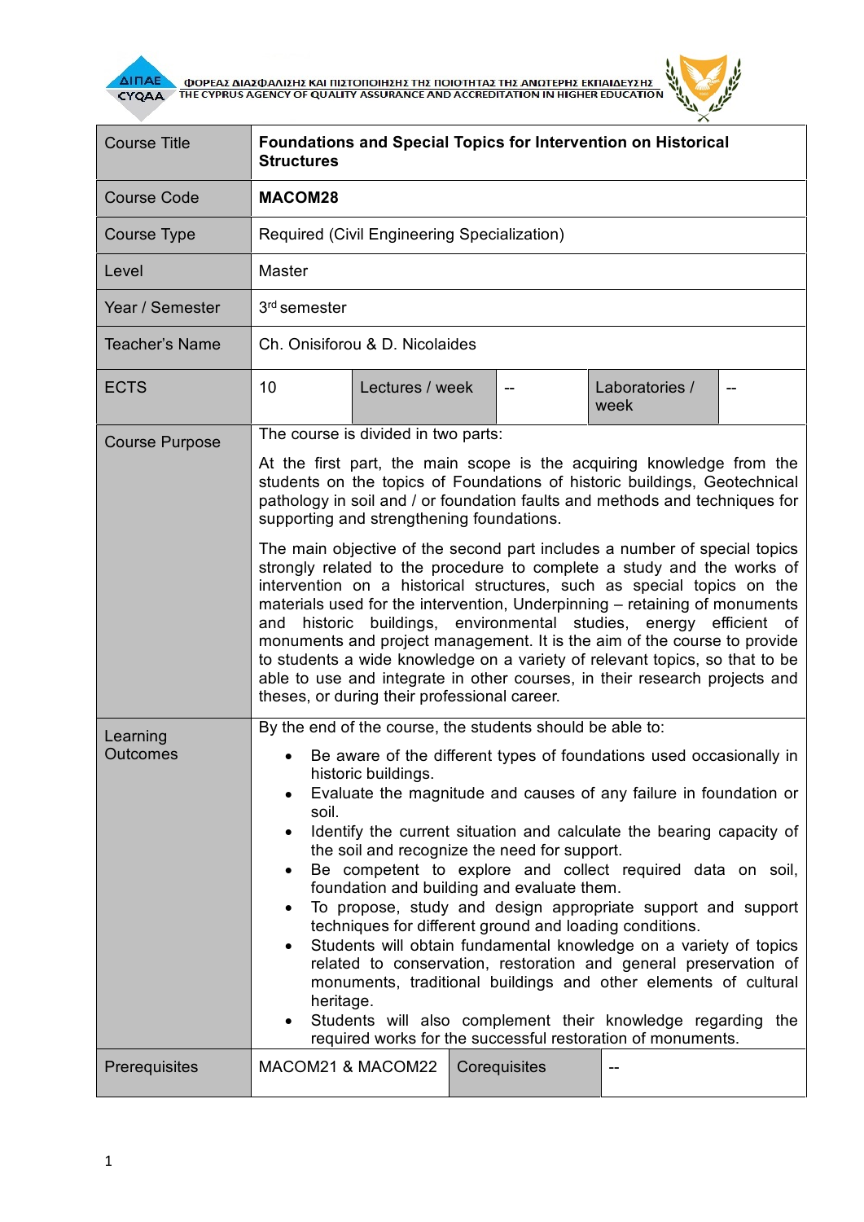| Course Title | **Foundations and Special Topics for Intervention on Historical Structures** | | | |
|---|---|---|---|---|
| Course Code | **MACOM28** | | | |
| Course Type | Required (Civil Engineering Specialization) | | | |
| Level | Master | | | |
| Year / Semester | 3rd semester | | | |
| Teacher's Name | Ch. Onisiforou & D. Nicolaides | | | |
| ECTS | 10 | Lectures / week | -- | Laboratories / week | -- |
| Course Purpose | The course is divided in two parts:<br><br>At the first part, the main scope is the acquiring knowledge from the students on the topics of Foundations of historic buildings, Geotechnical pathology in soil and / or foundation faults and methods and techniques for supporting and strengthening foundations.<br><br>The main objective of the second part includes a number of special topics strongly related to the procedure to complete a study and the works of intervention on a historical structures, such as special topics on the materials used for the intervention, Underpinning – retaining of monuments and historic buildings, environmental studies, energy efficient of monuments and project management. It is the aim of the course to provide to students a wide knowledge on a variety of relevant topics, so that to be able to use and integrate in other courses, in their research projects and theses, or during their professional career. | | | |
| Learning Outcomes | By the end of the course, the students should be able to:<br><br>• Be aware of the different types of foundations used occasionally in historic buildings.<br>• Evaluate the magnitude and causes of any failure in foundation or soil.<br>• Identify the current situation and calculate the bearing capacity of the soil and recognize the need for support.<br>• Be competent to explore and collect required data on soil, foundation and building and evaluate them.<br>• To propose, study and design appropriate support and support techniques for different ground and loading conditions.<br>• Students will obtain fundamental knowledge on a variety of topics related to conservation, restoration and general preservation of monuments, traditional buildings and other elements of cultural heritage.<br>• Students will also complement their knowledge regarding the required works for the successful restoration of monuments. | | | |
| Prerequisites | MACOM21 & MACOM22 | Corequisites | -- | |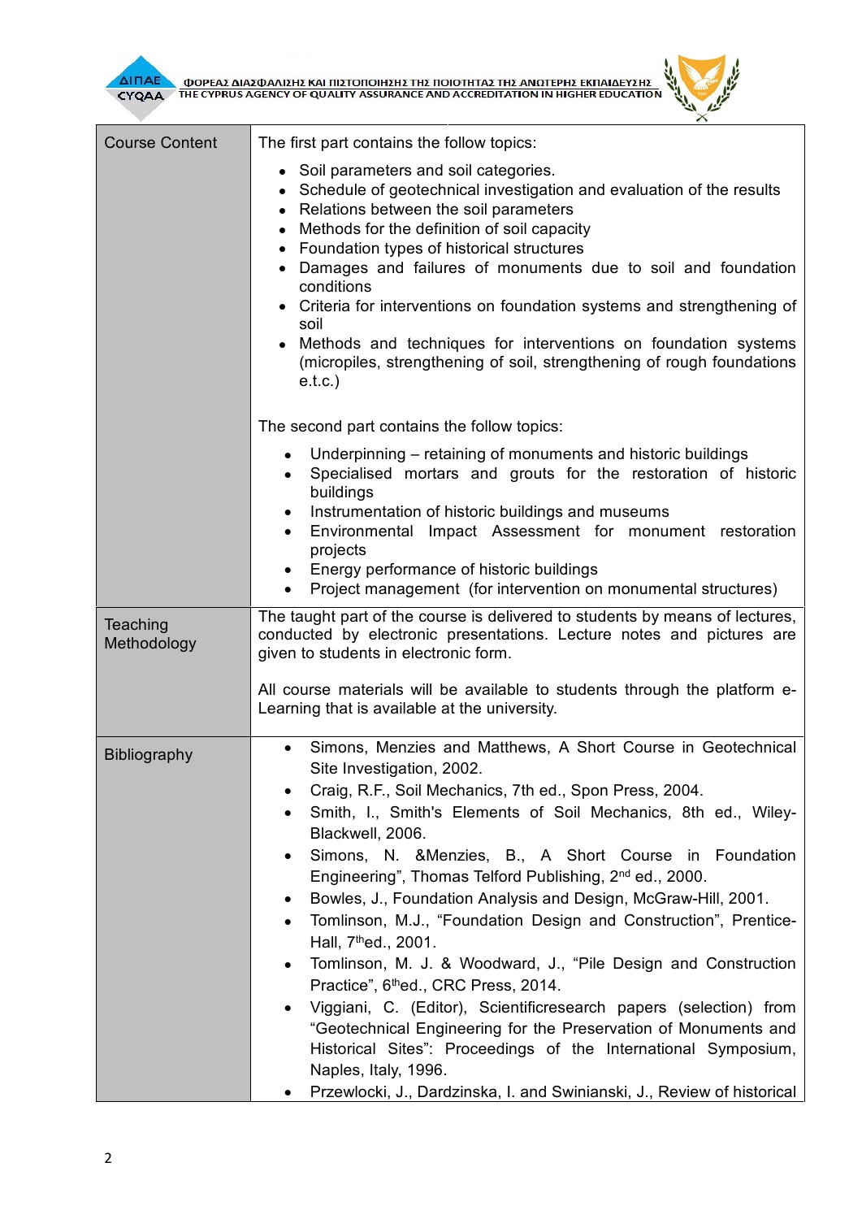| | |
|---|---|
| Course Content | The first part contains the follow topics:<br>• Soil parameters and soil categories.<br>• Schedule of geotechnical investigation and evaluation of the results<br>• Relations between the soil parameters<br>• Methods for the definition of soil capacity<br>• Foundation types of historical structures<br>• Damages and failures of monuments due to soil and foundation conditions<br>• Criteria for interventions on foundation systems and strengthening of soil<br>• Methods and techniques for interventions on foundation systems (micropiles, strengthening of soil, strengthening of rough foundations e.t.c.)<br><br>The second part contains the follow topics:<br>• Underpinning – retaining of monuments and historic buildings<br>• Specialised mortars and grouts for the restoration of historic buildings<br>• Instrumentation of historic buildings and museums<br>• Environmental Impact Assessment for monument restoration projects<br>• Energy performance of historic buildings<br>• Project management (for intervention on monumental structures) |
| Teaching Methodology | The taught part of the course is delivered to students by means of lectures, conducted by electronic presentations. Lecture notes and pictures are given to students in electronic form.<br><br>All course materials will be available to students through the platform e-Learning that is available at the university. |
| Bibliography | • Simons, Menzies and Matthews, A Short Course in Geotechnical Site Investigation, 2002.<br>• Craig, R.F., Soil Mechanics, 7th ed., Spon Press, 2004.<br>• Smith, I., Smith's Elements of Soil Mechanics, 8th ed., Wiley-Blackwell, 2006.<br>• Simons, N. &Menzies, B., A Short Course in Foundation Engineering", Thomas Telford Publishing, 2nd ed., 2000.<br>• Bowles, J., Foundation Analysis and Design, McGraw-Hill, 2001.<br>• Tomlinson, M.J., "Foundation Design and Construction", Prentice-Hall, 7thed., 2001.<br>• Tomlinson, M. J. & Woodward, J., "Pile Design and Construction Practice", 6thed., CRC Press, 2014.<br>• Viggiani, C. (Editor), Scientificresearch papers (selection) from "Geotechnical Engineering for the Preservation of Monuments and Historical Sites": Proceedings of the International Symposium, Naples, Italy, 1996.<br>• Przewlocki, J., Dardzinska, I. and Swinianski, J., Review of historical |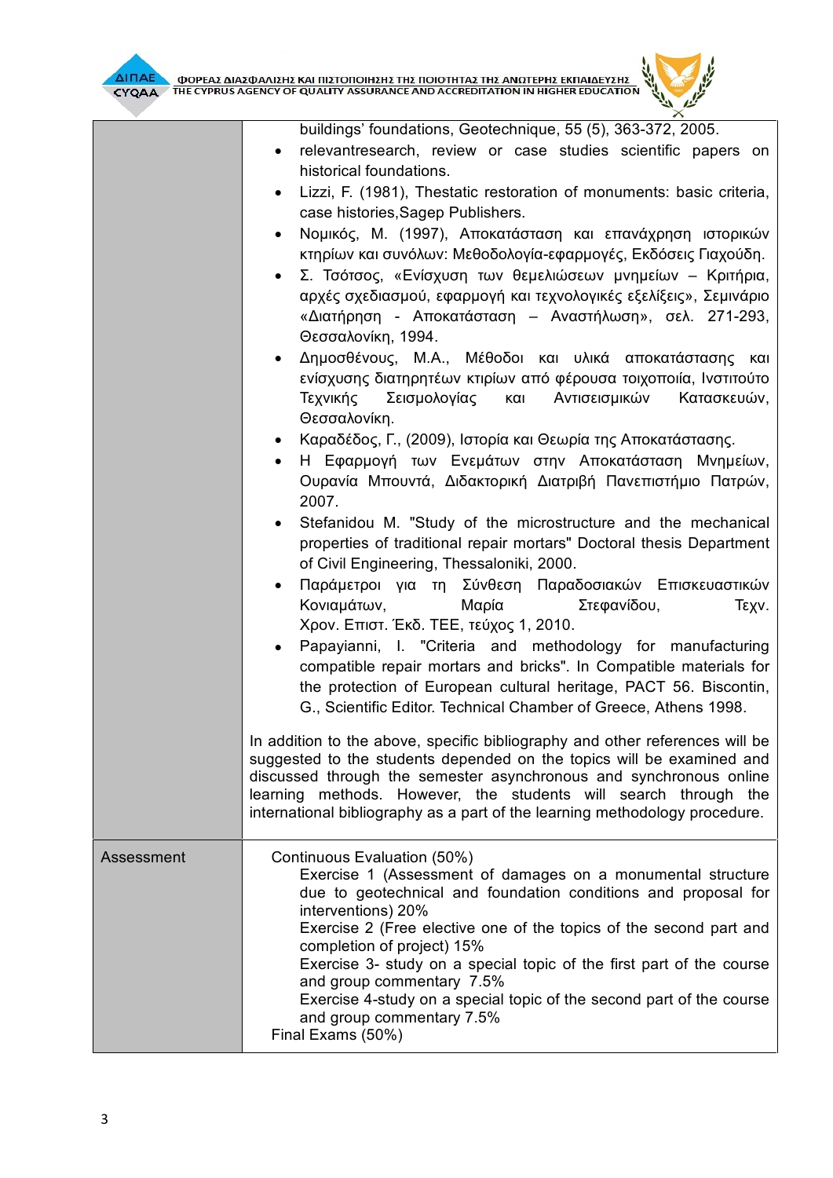| | buildings' foundations, Geotechnique, 55 (5), 363-372, 2005.<br>• relevantresearch, review or case studies scientific papers on historical foundations.<br>• Lizzi, F. (1981), Thestatic restoration of monuments: basic criteria, case histories,Sagep Publishers.<br>• Νομικός, Μ. (1997), Αποκατάσταση και επανάχρηση ιστορικών κτηρίων και συνόλων: Μεθοδολογία-εφαρμογές, Εκδόσεις Γιαχούδη.<br>• Σ. Τσότσος, «Ενίσχυση των θεμελιώσεων μνημείων – Κριτήρια, αρχές σχεδιασμού, εφαρμογή και τεχνολογικές εξελίξεις», Σεμινάριο «Διατήρηση - Αποκατάσταση – Αναστήλωση», σελ. 271-293, Θεσσαλονίκη, 1994.<br>• Δημοσθένους, Μ.Α., Μέθοδοι και υλικά αποκατάστασης και ενίσχυσης διατηρητέων κτιρίων από φέρουσα τοιχοποιία, Ινστιτούτο Τεχνικής Σεισμολογίας και Αντισεισμικών Κατασκευών, Θεσσαλονίκη.<br>• Καραδέδος, Γ., (2009), Ιστορία και Θεωρία της Αποκατάστασης.<br>• Η Εφαρμογή των Ενεμάτων στην Αποκατάσταση Μνημείων, Ουρανία Μπουντά, Διδακτορική Διατριβή Πανεπιστήμιο Πατρών, 2007.<br>• Stefanidou M. "Study of the microstructure and the mechanical properties of traditional repair mortars" Doctoral thesis Department of Civil Engineering, Thessaloniki, 2000.<br>• Παράμετροι για τη Σύνθεση Παραδοσιακών Επισκευαστικών Κονιαμάτων, Μαρία Στεφανίδου, Τεχν. Χρον. Επιστ. Έκδ. ΤΕΕ, τεύχος 1, 2010.<br>• Papayianni, I. "Criteria and methodology for manufacturing compatible repair mortars and bricks". In Compatible materials for the protection of European cultural heritage, PACT 56. Biscontin, G., Scientific Editor. Technical Chamber of Greece, Athens 1998.<br><br>In addition to the above, specific bibliography and other references will be suggested to the students depended on the topics will be examined and discussed through the semester asynchronous and synchronous online learning methods. However, the students will search through the international bibliography as a part of the learning methodology procedure. |
|---|---|
| Assessment | Continuous Evaluation (50%)<br>Exercise 1 (Assessment of damages on a monumental structure due to geotechnical and foundation conditions and proposal for interventions) 20%<br>Exercise 2 (Free elective one of the topics of the second part and completion of project) 15%<br>Exercise 3- study on a special topic of the first part of the course and group commentary 7.5%<br>Exercise 4-study on a special topic of the second part of the course and group commentary 7.5%<br>Final Exams (50%) |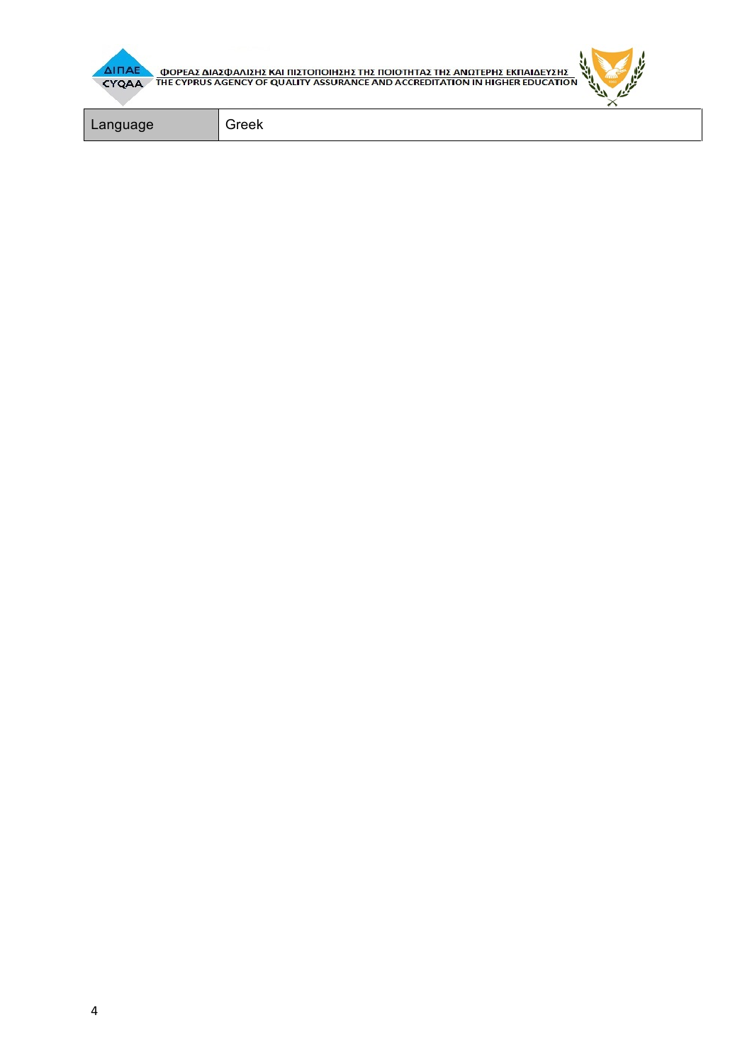| | |
|---|---|
| Language | Greek |